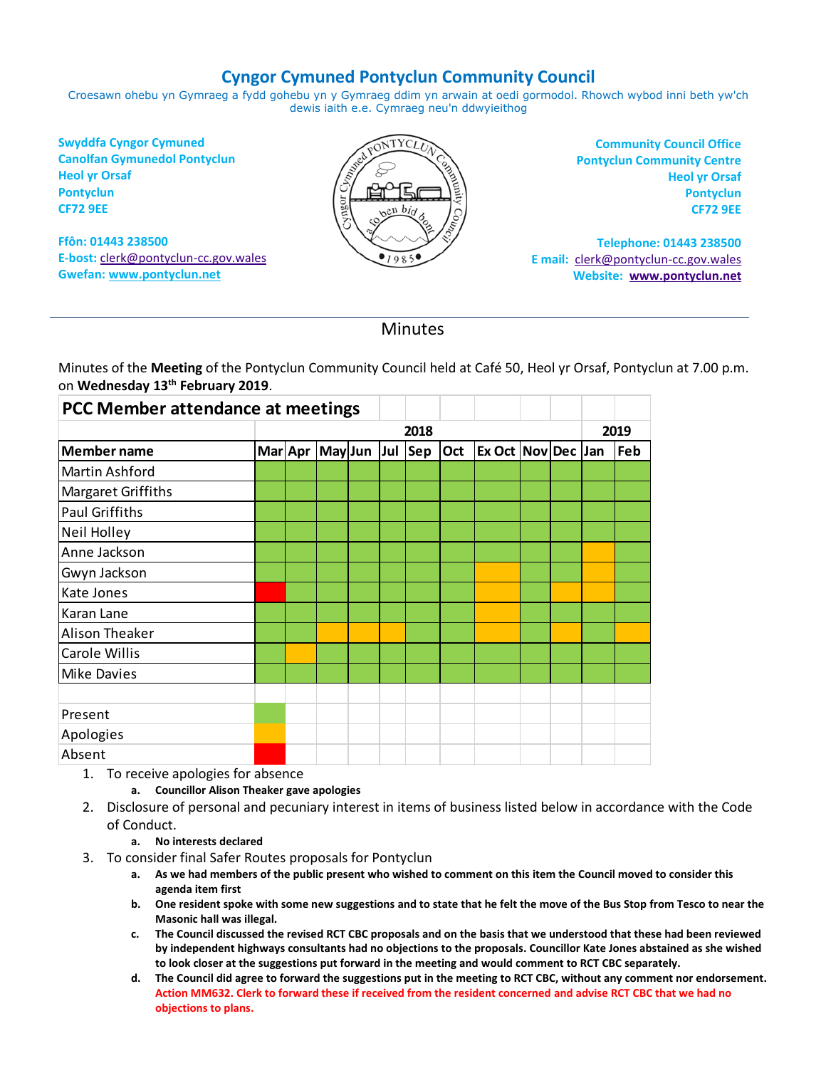# Cyngor Cymuned Pontyclun Community Council

Croesawn ohebu yn Gymraeg a fydd gohebu yn y Gymraeg ddim yn arwain at oedi gormodol. Rhowch wybod inni beth yw'ch dewis iaith e.e. Cymraeg neu'n ddwyieithog

**Swyddfa Cyngor Cymuned**
**Canolfan Gymunedol Pontyclun**
**Heol yr Orsaf**
**Pontyclun**
**CF72 9EE**

**Ffôn: 01443 238500**
**E-bost:** clerk@pontyclun-cc.gov.wales
**Gwefan:** www.pontyclun.net

**Community Council Office**
**Pontyclun Community Centre**
**Heol yr Orsaf**
**Pontyclun**
**CF72 9EE**

**Telephone: 01443 238500**
**E mail:** clerk@pontyclun-cc.gov.wales
**Website:** www.pontyclun.net

## Minutes

Minutes of the **Meeting** of the Pontyclun Community Council held at Café 50, Heol yr Orsaf, Pontyclun at 7.00 p.m. on **Wednesday 13th February 2019**.

**PCC Member attendance at meetings**

| | 2018 | | | | | | | | | | 2019 | |
|---|---|---|---|---|---|---|---|---|---|---|---|---|
| **Member name** | **Mar** | **Apr** | **May** | **Jun** | **Jul** | **Sep** | **Oct** | **Ex Oct** | **Nov** | **Dec** | **Jan** | **Feb** |
| Martin Ashford | Present | Present | Present | Present | Present | Present | Present | Present | Present | Present | Present | Present |
| Margaret Griffiths | Present | Present | Present | Present | Present | Present | Present | Present | Present | Present | Present | Present |
| Paul Griffiths | Present | Present | Present | Present | Present | Present | Present | Present | Present | Present | Present | Present |
| Neil Holley | Present | Present | Present | Present | Present | Present | Present | Present | Present | Present | Present | Present |
| Anne Jackson | Present | Present | Present | Present | Present | Present | Present | Present | Present | Present | Apologies | Present |
| Gwyn Jackson | Present | Present | Present | Present | Present | Present | Present | Apologies | Present | Present | Apologies | Present |
| Kate Jones | Absent | Present | Present | Present | Present | Present | Present | Apologies | Present | Apologies | Apologies | Present |
| Karan Lane | Present | Present | Present | Present | Present | Present | Present | Apologies | Present | Present | Present | Present |
| Alison Theaker | Present | Present | Apologies | Apologies | Apologies | Present | Present | Apologies | Present | Apologies | Present | Apologies |
| Carole Willis | Present | Apologies | Present | Present | Present | Present | Present | Present | Present | Present | Present | Present |
| Mike Davies | Present | Present | Present | Present | Present | Present | Present | Present | Present | Present | Present | Present |

Key: Present (green), Apologies (amber), Absent (red)

1. To receive apologies for absence
   a. **Councillor Alison Theaker gave apologies**
2. Disclosure of personal and pecuniary interest in items of business listed below in accordance with the Code of Conduct.
   a. **No interests declared**
3. To consider final Safer Routes proposals for Pontyclun
   a. **As we had members of the public present who wished to comment on this item the Council moved to consider this agenda item first**
   b. **One resident spoke with some new suggestions and to state that he felt the move of the Bus Stop from Tesco to near the Masonic hall was illegal.**
   c. **The Council discussed the revised RCT CBC proposals and on the basis that we understood that these had been reviewed by independent highways consultants had no objections to the proposals. Councillor Kate Jones abstained as she wished to look closer at the suggestions put forward in the meeting and would comment to RCT CBC separately.**
   d. **The Council did agree to forward the suggestions put in the meeting to RCT CBC, without any comment nor endorsement. Action MM632. Clerk to forward these if received from the resident concerned and advise RCT CBC that we had no objections to plans.**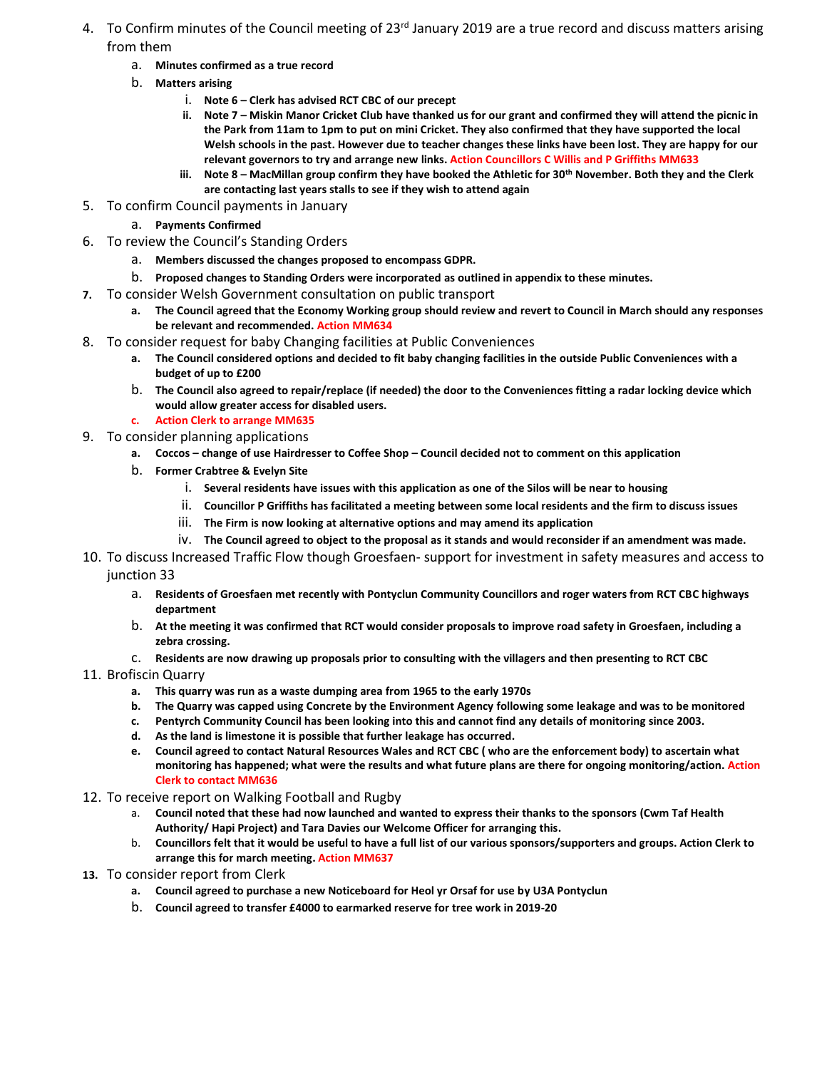4. To Confirm minutes of the Council meeting of 23rd January 2019 are a true record and discuss matters arising from them
    a. **Minutes confirmed as a true record**
    b. **Matters arising**
        i. **Note 6 – Clerk has advised RCT CBC of our precept**
        ii. **Note 7 – Miskin Manor Cricket Club have thanked us for our grant and confirmed they will attend the picnic in the Park from 11am to 1pm to put on mini Cricket. They also confirmed that they have supported the local Welsh schools in the past. However due to teacher changes these links have been lost. They are happy for our relevant governors to try and arrange new links. Action Councillors C Willis and P Griffiths MM633**
        iii. **Note 8 – MacMillan group confirm they have booked the Athletic for 30th November. Both they and the Clerk are contacting last years stalls to see if they wish to attend again**
5. To confirm Council payments in January
    a. **Payments Confirmed**
6. To review the Council's Standing Orders
    a. **Members discussed the changes proposed to encompass GDPR.**
    b. **Proposed changes to Standing Orders were incorporated as outlined in appendix to these minutes.**
7. To consider Welsh Government consultation on public transport
    a. **The Council agreed that the Economy Working group should review and revert to Council in March should any responses be relevant and recommended. Action MM634**
8. To consider request for baby Changing facilities at Public Conveniences
    a. **The Council considered options and decided to fit baby changing facilities in the outside Public Conveniences with a budget of up to £200**
    b. **The Council also agreed to repair/replace (if needed) the door to the Conveniences fitting a radar locking device which would allow greater access for disabled users.**
    c. **Action Clerk to arrange MM635**
9. To consider planning applications
    a. **Coccos – change of use Hairdresser to Coffee Shop – Council decided not to comment on this application**
    b. **Former Crabtree & Evelyn Site**
        i. **Several residents have issues with this application as one of the Silos will be near to housing**
        ii. **Councillor P Griffiths has facilitated a meeting between some local residents and the firm to discuss issues**
        iii. **The Firm is now looking at alternative options and may amend its application**
        iv. **The Council agreed to object to the proposal as it stands and would reconsider if an amendment was made.**
10. To discuss Increased Traffic Flow though Groesfaen- support for investment in safety measures and access to junction 33
    a. **Residents of Groesfaen met recently with Pontyclun Community Councillors and roger waters from RCT CBC highways department**
    b. **At the meeting it was confirmed that RCT would consider proposals to improve road safety in Groesfaen, including a zebra crossing.**
    c. **Residents are now drawing up proposals prior to consulting with the villagers and then presenting to RCT CBC**
11. Brofiscin Quarry
    a. **This quarry was run as a waste dumping area from 1965 to the early 1970s**
    b. **The Quarry was capped using Concrete by the Environment Agency following some leakage and was to be monitored**
    c. **Pentyrch Community Council has been looking into this and cannot find any details of monitoring since 2003.**
    d. **As the land is limestone it is possible that further leakage has occurred.**
    e. **Council agreed to contact Natural Resources Wales and RCT CBC ( who are the enforcement body) to ascertain what monitoring has happened; what were the results and what future plans are there for ongoing monitoring/action. Action Clerk to contact MM636**
12. To receive report on Walking Football and Rugby
    a. **Council noted that these had now launched and wanted to express their thanks to the sponsors (Cwm Taf Health Authority/ Hapi Project) and Tara Davies our Welcome Officer for arranging this.**
    b. **Councillors felt that it would be useful to have a full list of our various sponsors/supporters and groups. Action Clerk to arrange this for march meeting. Action MM637**
13. To consider report from Clerk
    a. **Council agreed to purchase a new Noticeboard for Heol yr Orsaf for use by U3A Pontyclun**
    b. **Council agreed to transfer £4000 to earmarked reserve for tree work in 2019-20**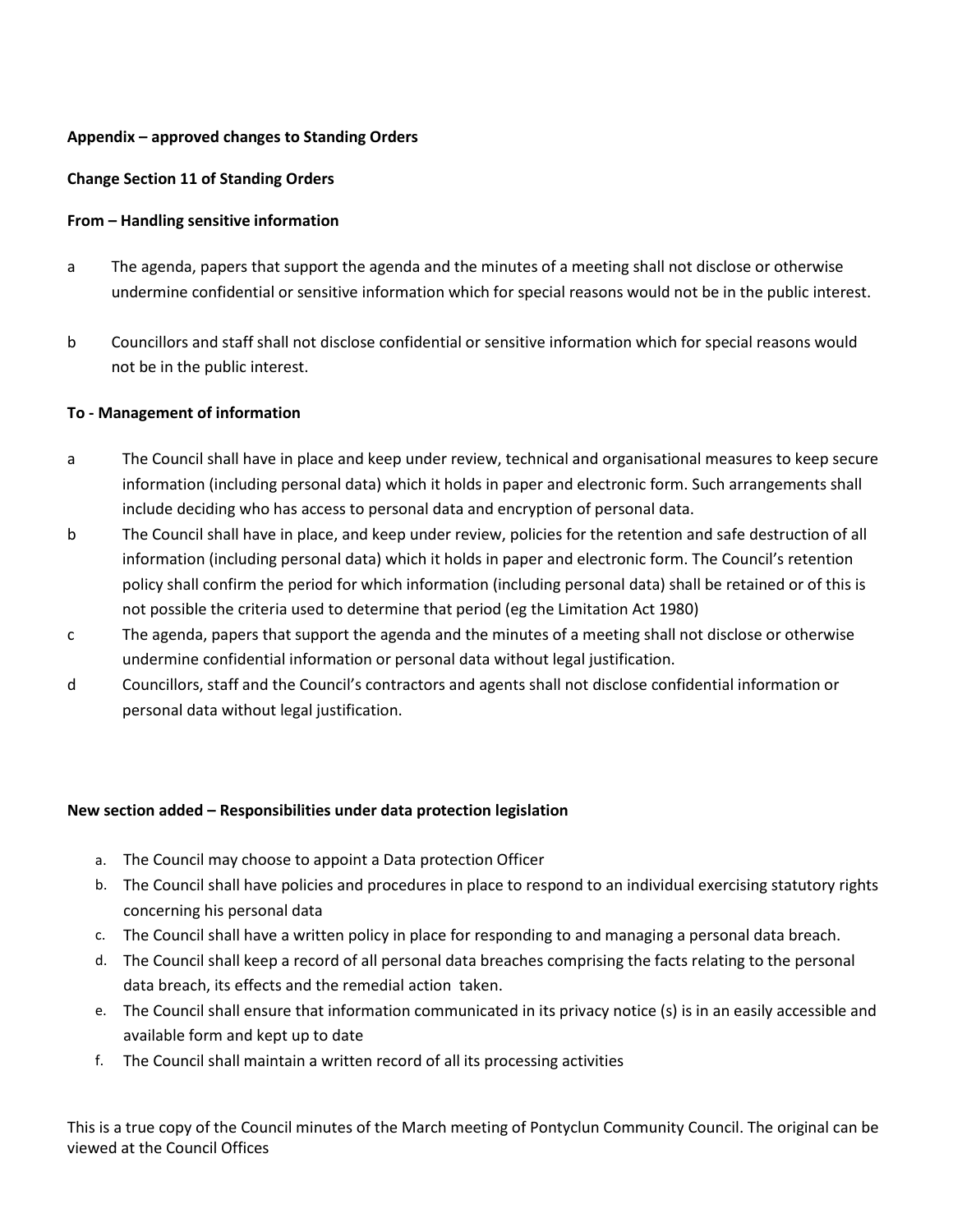**Appendix – approved changes to Standing Orders**

**Change Section 11 of Standing Orders**

**From – Handling sensitive information**

a The agenda, papers that support the agenda and the minutes of a meeting shall not disclose or otherwise undermine confidential or sensitive information which for special reasons would not be in the public interest.

b Councillors and staff shall not disclose confidential or sensitive information which for special reasons would not be in the public interest.

**To - Management of information**

a The Council shall have in place and keep under review, technical and organisational measures to keep secure information (including personal data) which it holds in paper and electronic form. Such arrangements shall include deciding who has access to personal data and encryption of personal data.

b The Council shall have in place, and keep under review, policies for the retention and safe destruction of all information (including personal data) which it holds in paper and electronic form. The Council's retention policy shall confirm the period for which information (including personal data) shall be retained or of this is not possible the criteria used to determine that period (eg the Limitation Act 1980)

c The agenda, papers that support the agenda and the minutes of a meeting shall not disclose or otherwise undermine confidential information or personal data without legal justification.

d Councillors, staff and the Council's contractors and agents shall not disclose confidential information or personal data without legal justification.

**New section added – Responsibilities under data protection legislation**

a. The Council may choose to appoint a Data protection Officer
b. The Council shall have policies and procedures in place to respond to an individual exercising statutory rights concerning his personal data
c. The Council shall have a written policy in place for responding to and managing a personal data breach.
d. The Council shall keep a record of all personal data breaches comprising the facts relating to the personal data breach, its effects and the remedial action taken.
e. The Council shall ensure that information communicated in its privacy notice (s) is in an easily accessible and available form and kept up to date
f. The Council shall maintain a written record of all its processing activities

This is a true copy of the Council minutes of the March meeting of Pontyclun Community Council. The original can be viewed at the Council Offices